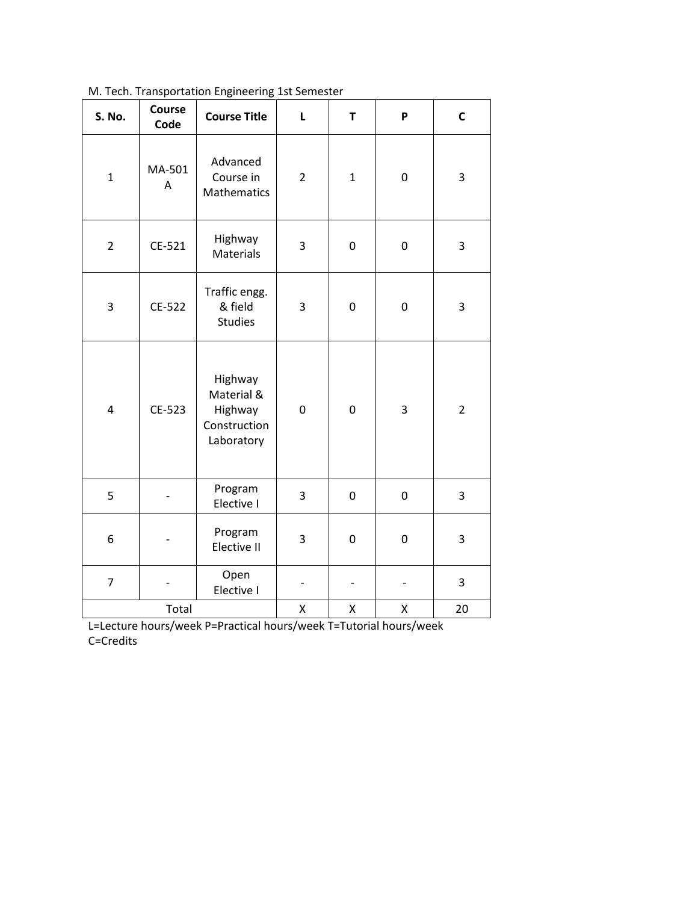M. Tech. Transportation Engineering 1st Semester

| S. No. | Course Code | Course Title | L | T | P | C |
|---|---|---|---|---|---|---|
| 1 | MA-501 A | Advanced Course in Mathematics | 2 | 1 | 0 | 3 |
| 2 | CE-521 | Highway Materials | 3 | 0 | 0 | 3 |
| 3 | CE-522 | Traffic engg. & field Studies | 3 | 0 | 0 | 3 |
| 4 | CE-523 | Highway Material & Highway Construction Laboratory | 0 | 0 | 3 | 2 |
| 5 | - | Program Elective I | 3 | 0 | 0 | 3 |
| 6 | - | Program Elective II | 3 | 0 | 0 | 3 |
| 7 | - | Open Elective I | - | - | - | 3 |
| Total | | | X | X | X | 20 |

L=Lecture hours/week P=Practical hours/week T=Tutorial hours/week C=Credits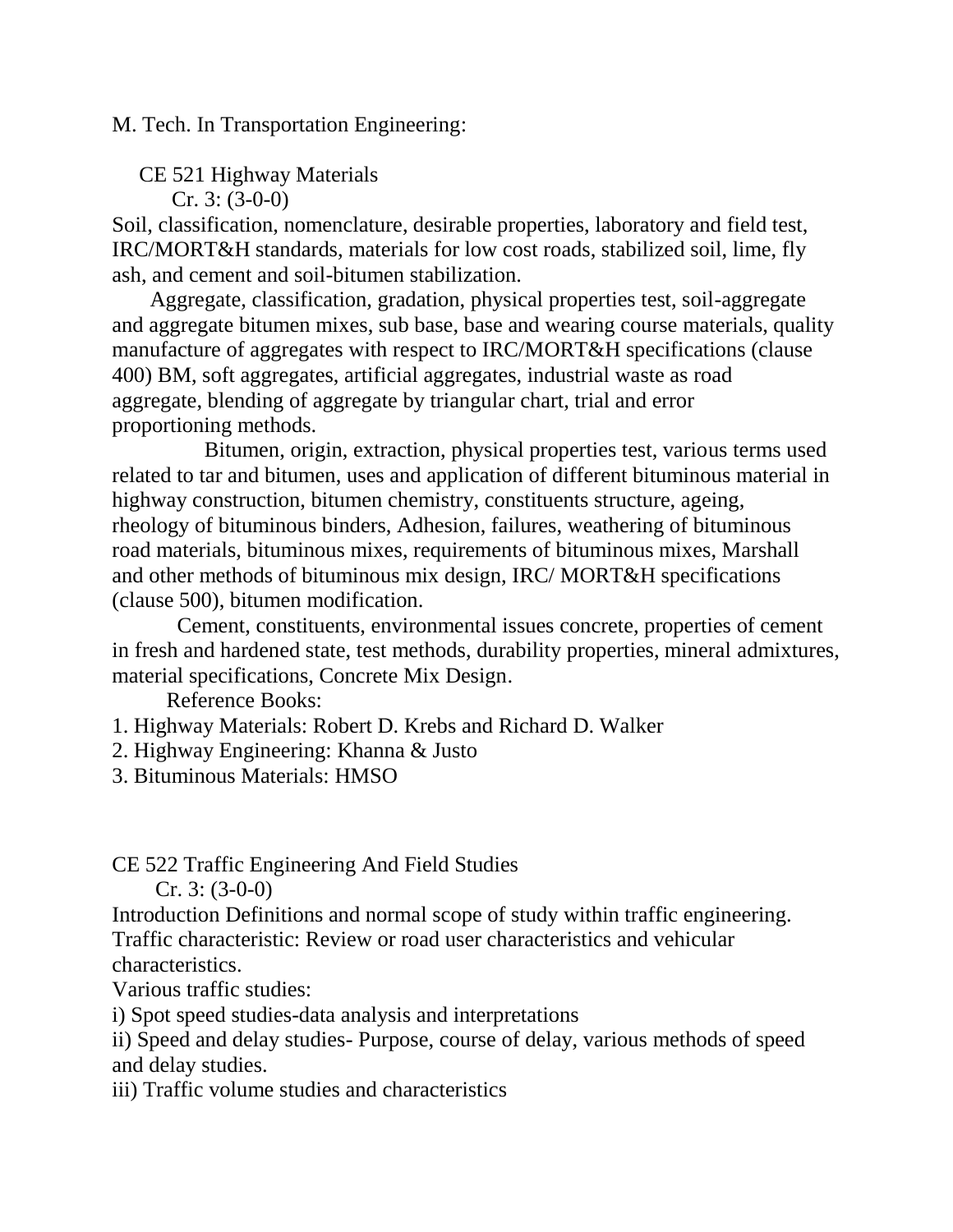M. Tech. In Transportation Engineering:

## CE 521 Highway Materials

Cr. 3: (3-0-0)

Soil, classification, nomenclature, desirable properties, laboratory and field test, IRC/MORT&H standards, materials for low cost roads, stabilized soil, lime, fly ash, and cement and soil-bitumen stabilization.

Aggregate, classification, gradation, physical properties test, soil-aggregate and aggregate bitumen mixes, sub base, base and wearing course materials, quality manufacture of aggregates with respect to IRC/MORT&H specifications (clause 400) BM, soft aggregates, artificial aggregates, industrial waste as road aggregate, blending of aggregate by triangular chart, trial and error proportioning methods.

Bitumen, origin, extraction, physical properties test, various terms used related to tar and bitumen, uses and application of different bituminous material in highway construction, bitumen chemistry, constituents structure, ageing, rheology of bituminous binders, Adhesion, failures, weathering of bituminous road materials, bituminous mixes, requirements of bituminous mixes, Marshall and other methods of bituminous mix design, IRC/ MORT&H specifications (clause 500), bitumen modification.

Cement, constituents, environmental issues concrete, properties of cement in fresh and hardened state, test methods, durability properties, mineral admixtures, material specifications, Concrete Mix Design.

Reference Books:

1. Highway Materials: Robert D. Krebs and Richard D. Walker
2. Highway Engineering: Khanna & Justo
3. Bituminous Materials: HMSO

## CE 522 Traffic Engineering And Field Studies

Cr. 3: (3-0-0)

Introduction Definitions and normal scope of study within traffic engineering.
Traffic characteristic: Review or road user characteristics and vehicular characteristics.

Various traffic studies:

i) Spot speed studies-data analysis and interpretations

ii) Speed and delay studies- Purpose, course of delay, various methods of speed and delay studies.

iii) Traffic volume studies and characteristics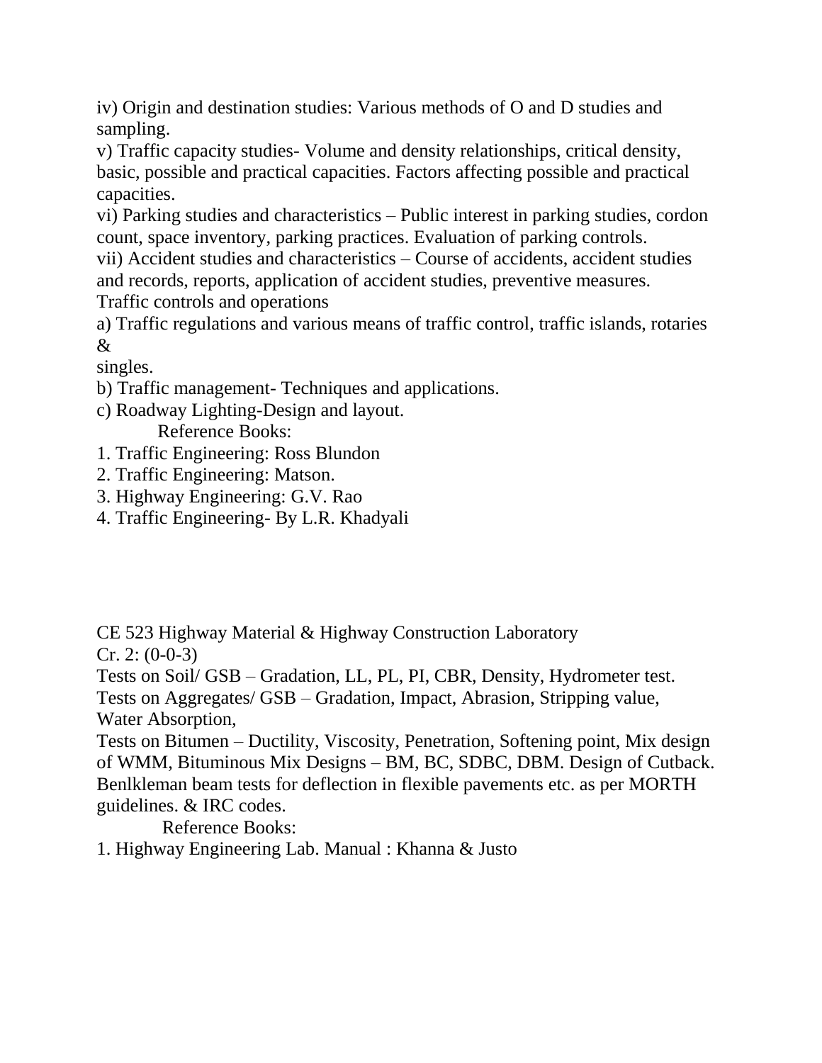iv) Origin and destination studies: Various methods of O and D studies and sampling.

v) Traffic capacity studies- Volume and density relationships, critical density, basic, possible and practical capacities. Factors affecting possible and practical capacities.

vi) Parking studies and characteristics – Public interest in parking studies, cordon count, space inventory, parking practices. Evaluation of parking controls.

vii) Accident studies and characteristics – Course of accidents, accident studies and records, reports, application of accident studies, preventive measures.

Traffic controls and operations

a) Traffic regulations and various means of traffic control, traffic islands, rotaries &
singles.

b) Traffic management- Techniques and applications.

c) Roadway Lighting-Design and layout.

Reference Books:

1. Traffic Engineering: Ross Blundon
2. Traffic Engineering: Matson.
3. Highway Engineering: G.V. Rao
4. Traffic Engineering- By L.R. Khadyali

CE 523 Highway Material & Highway Construction Laboratory

Cr. 2: (0-0-3)

Tests on Soil/ GSB – Gradation, LL, PL, PI, CBR, Density, Hydrometer test.

Tests on Aggregates/ GSB – Gradation, Impact, Abrasion, Stripping value, Water Absorption,

Tests on Bitumen – Ductility, Viscosity, Penetration, Softening point, Mix design of WMM, Bituminous Mix Designs – BM, BC, SDBC, DBM. Design of Cutback. Benlkleman beam tests for deflection in flexible pavements etc. as per MORTH guidelines. & IRC codes.

Reference Books:

1. Highway Engineering Lab. Manual : Khanna & Justo